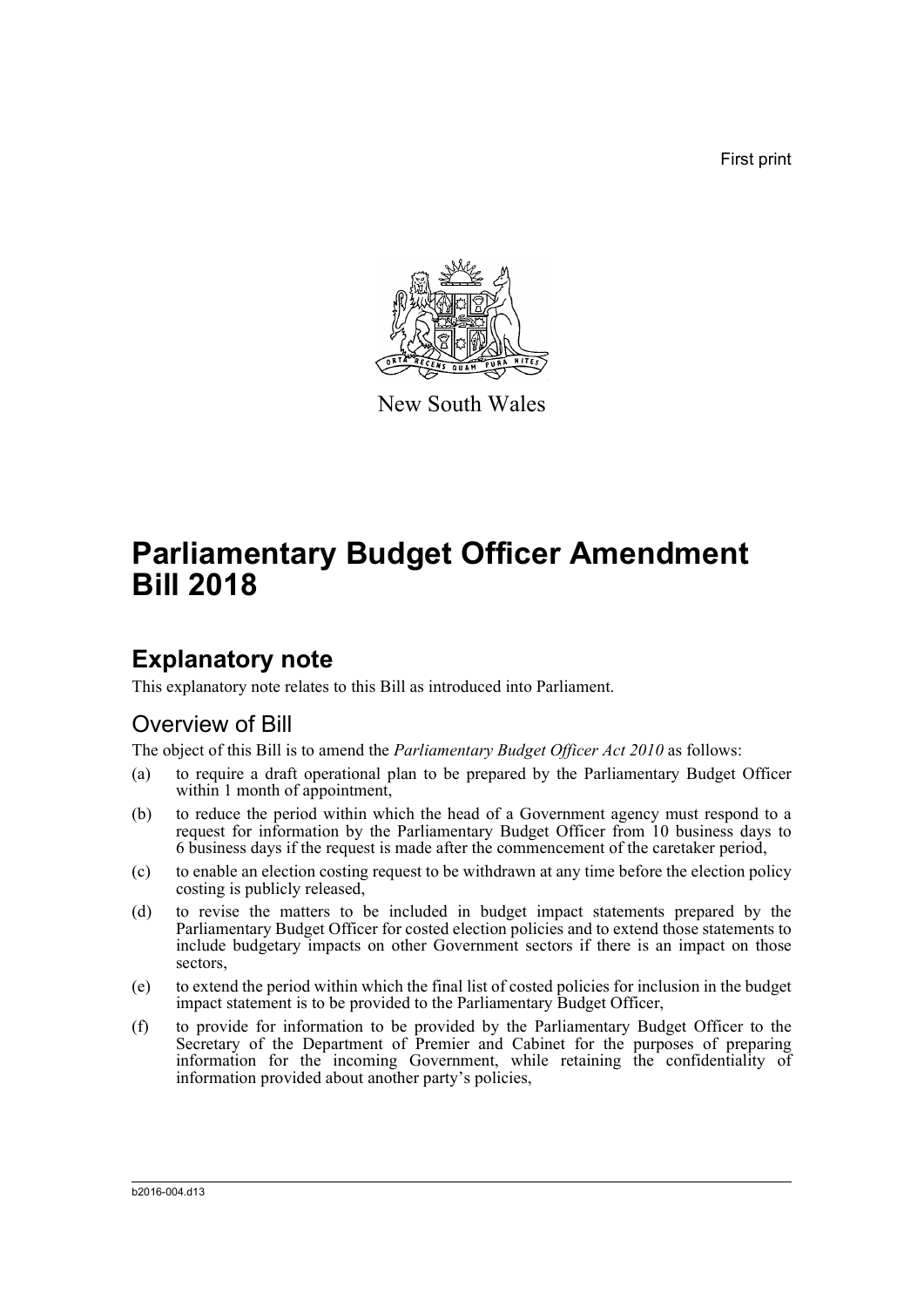First print

New South Wales

# Parliamentary Budget Officer Amendment Bill 2018

## Explanatory note

This explanatory note relates to this Bill as introduced into Parliament.

### Overview of Bill

The object of this Bill is to amend the *Parliamentary Budget Officer Act 2010* as follows:

(a) to require a draft operational plan to be prepared by the Parliamentary Budget Officer within 1 month of appointment,

(b) to reduce the period within which the head of a Government agency must respond to a request for information by the Parliamentary Budget Officer from 10 business days to 6 business days if the request is made after the commencement of the caretaker period,

(c) to enable an election costing request to be withdrawn at any time before the election policy costing is publicly released,

(d) to revise the matters to be included in budget impact statements prepared by the Parliamentary Budget Officer for costed election policies and to extend those statements to include budgetary impacts on other Government sectors if there is an impact on those sectors,

(e) to extend the period within which the final list of costed policies for inclusion in the budget impact statement is to be provided to the Parliamentary Budget Officer,

(f) to provide for information to be provided by the Parliamentary Budget Officer to the Secretary of the Department of Premier and Cabinet for the purposes of preparing information for the incoming Government, while retaining the confidentiality of information provided about another party's policies,

b2016-004.d13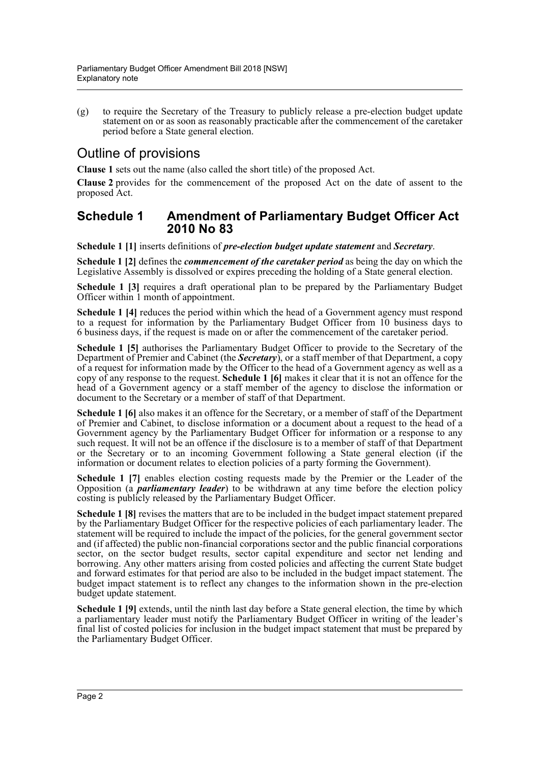(g) to require the Secretary of the Treasury to publicly release a pre-election budget update statement on or as soon as reasonably practicable after the commencement of the caretaker period before a State general election.

## Outline of provisions

**Clause 1** sets out the name (also called the short title) of the proposed Act.

**Clause 2** provides for the commencement of the proposed Act on the date of assent to the proposed Act.

### Schedule 1 Amendment of Parliamentary Budget Officer Act 2010 No 83

**Schedule 1 [1]** inserts definitions of ***pre-election budget update statement*** and ***Secretary***.

**Schedule 1 [2]** defines the ***commencement of the caretaker period*** as being the day on which the Legislative Assembly is dissolved or expires preceding the holding of a State general election.

**Schedule 1 [3]** requires a draft operational plan to be prepared by the Parliamentary Budget Officer within 1 month of appointment.

**Schedule 1 [4]** reduces the period within which the head of a Government agency must respond to a request for information by the Parliamentary Budget Officer from 10 business days to 6 business days, if the request is made on or after the commencement of the caretaker period.

**Schedule 1 [5]** authorises the Parliamentary Budget Officer to provide to the Secretary of the Department of Premier and Cabinet (the ***Secretary***), or a staff member of that Department, a copy of a request for information made by the Officer to the head of a Government agency as well as a copy of any response to the request. **Schedule 1 [6]** makes it clear that it is not an offence for the head of a Government agency or a staff member of the agency to disclose the information or document to the Secretary or a member of staff of that Department.

**Schedule 1 [6]** also makes it an offence for the Secretary, or a member of staff of the Department of Premier and Cabinet, to disclose information or a document about a request to the head of a Government agency by the Parliamentary Budget Officer for information or a response to any such request. It will not be an offence if the disclosure is to a member of staff of that Department or the Secretary or to an incoming Government following a State general election (if the information or document relates to election policies of a party forming the Government).

**Schedule 1 [7]** enables election costing requests made by the Premier or the Leader of the Opposition (a ***parliamentary leader***) to be withdrawn at any time before the election policy costing is publicly released by the Parliamentary Budget Officer.

**Schedule 1 [8]** revises the matters that are to be included in the budget impact statement prepared by the Parliamentary Budget Officer for the respective policies of each parliamentary leader. The statement will be required to include the impact of the policies, for the general government sector and (if affected) the public non-financial corporations sector and the public financial corporations sector, on the sector budget results, sector capital expenditure and sector net lending and borrowing. Any other matters arising from costed policies and affecting the current State budget and forward estimates for that period are also to be included in the budget impact statement. The budget impact statement is to reflect any changes to the information shown in the pre-election budget update statement.

**Schedule 1 [9]** extends, until the ninth last day before a State general election, the time by which a parliamentary leader must notify the Parliamentary Budget Officer in writing of the leader's final list of costed policies for inclusion in the budget impact statement that must be prepared by the Parliamentary Budget Officer.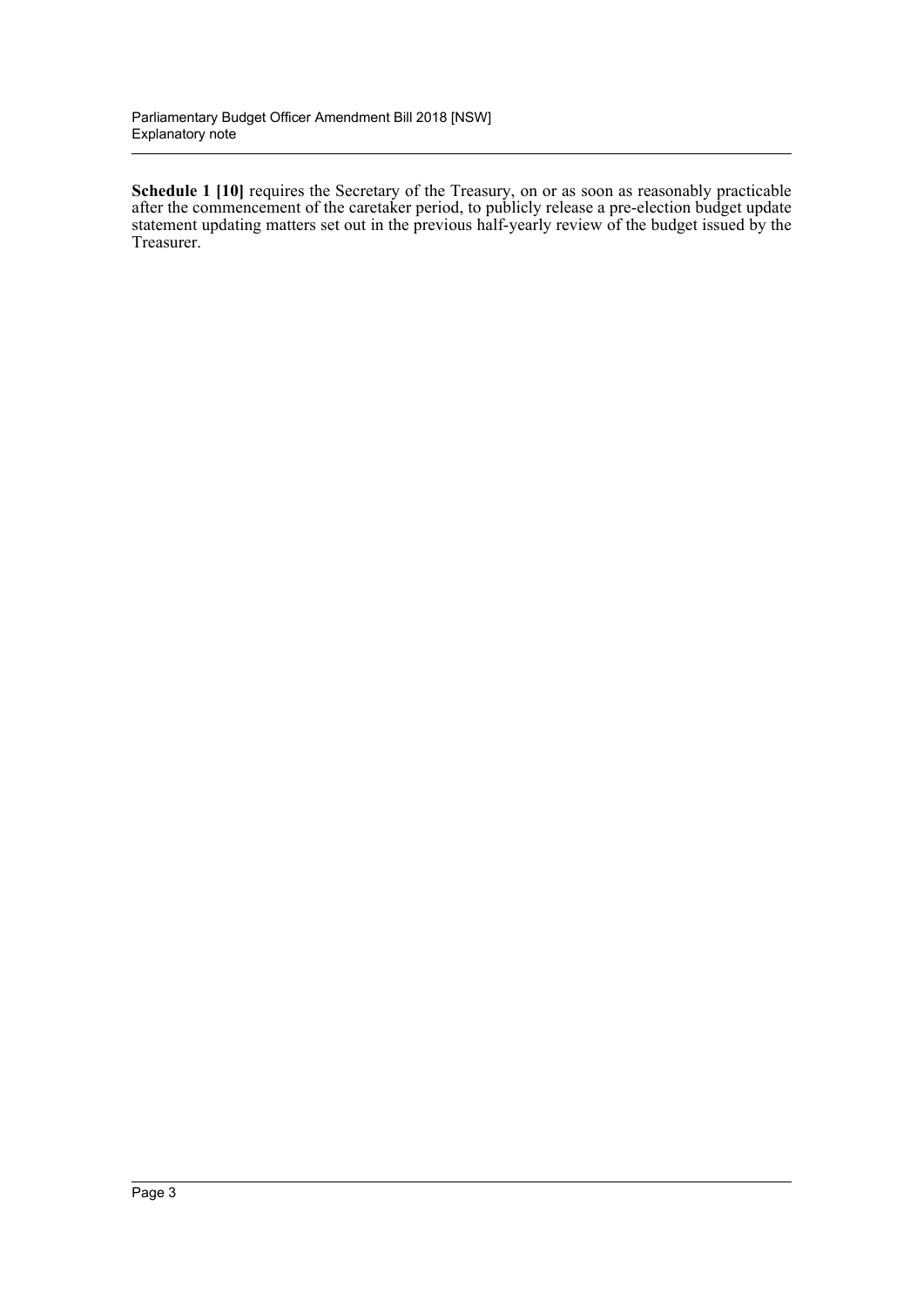**Schedule 1 [10]** requires the Secretary of the Treasury, on or as soon as reasonably practicable after the commencement of the caretaker period, to publicly release a pre-election budget update statement updating matters set out in the previous half-yearly review of the budget issued by the Treasurer.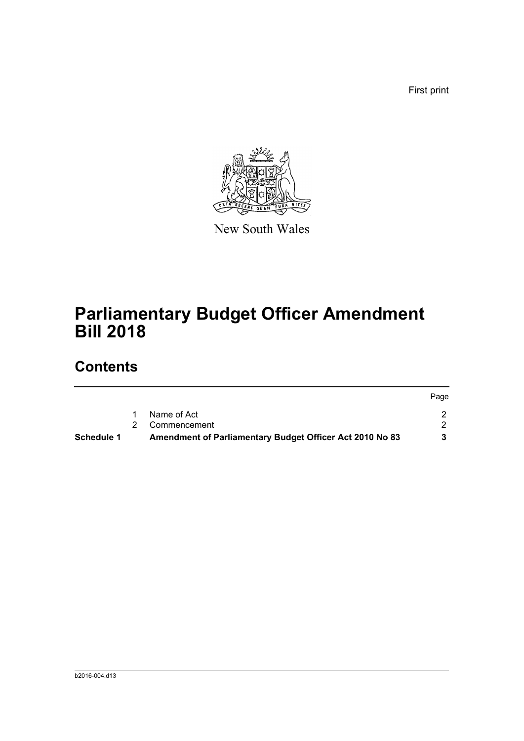First print

New South Wales

# Parliamentary Budget Officer Amendment Bill 2018

## Contents

| | | | Page |
|---|---|---|---|
| | 1 | Name of Act | 2 |
| | 2 | Commencement | 2 |
| **Schedule 1** | | **Amendment of Parliamentary Budget Officer Act 2010 No 83** | **3** |

b2016-004.d13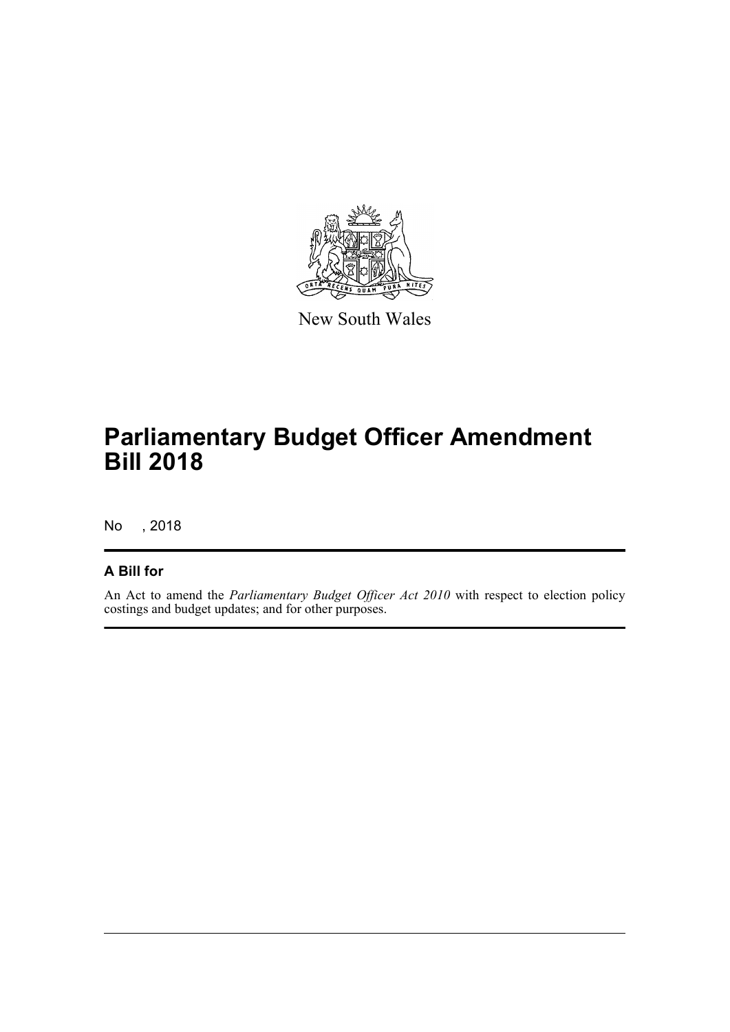New South Wales

# Parliamentary Budget Officer Amendment Bill 2018

No , 2018

## A Bill for

An Act to amend the *Parliamentary Budget Officer Act 2010* with respect to election policy costings and budget updates; and for other purposes.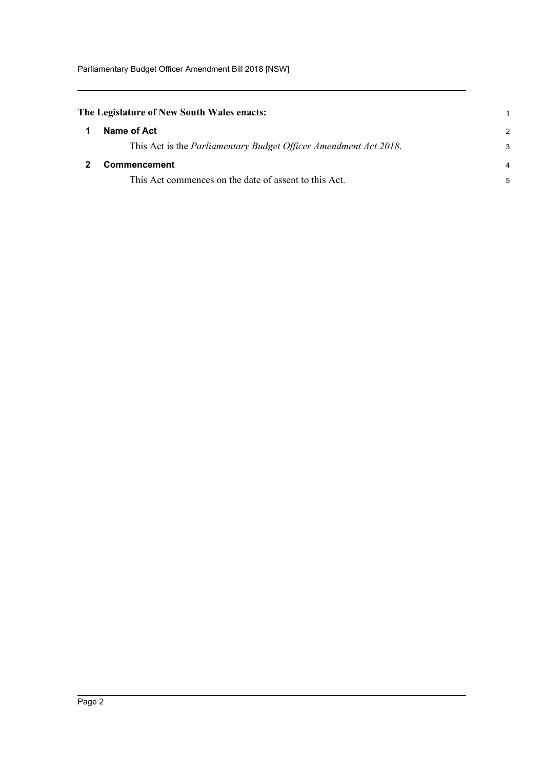**The Legislature of New South Wales enacts:**

### 1 Name of Act

This Act is the *Parliamentary Budget Officer Amendment Act 2018*.

### 2 Commencement

This Act commences on the date of assent to this Act.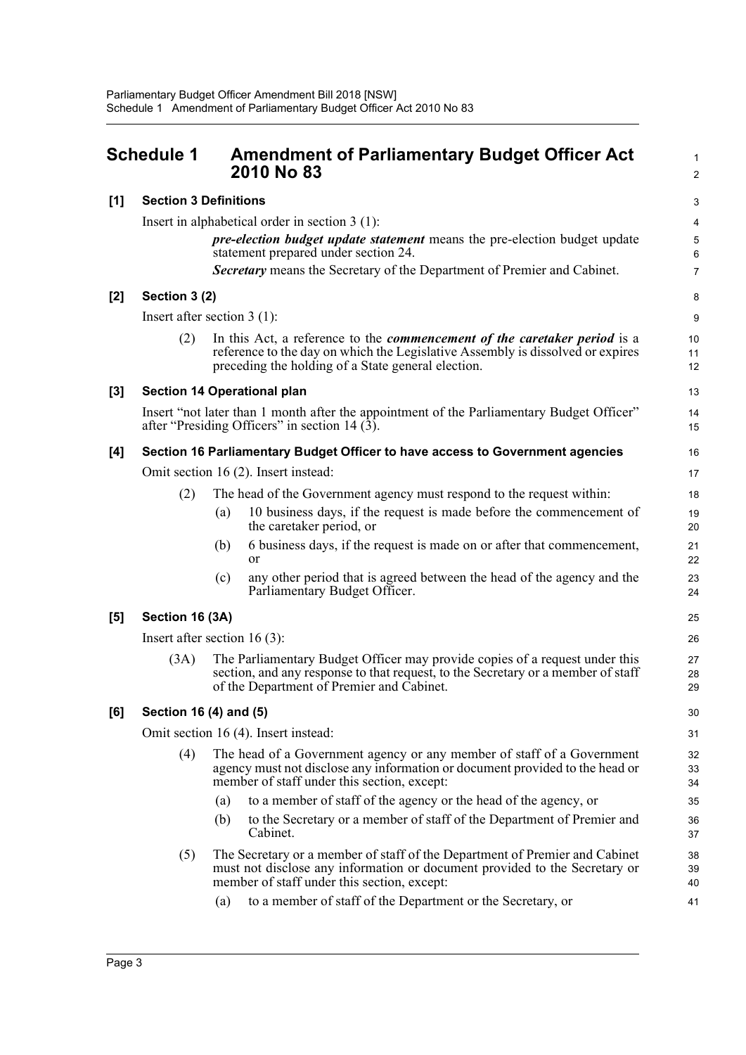## Schedule 1 Amendment of Parliamentary Budget Officer Act 2010 No 83

**[1] Section 3 Definitions**

Insert in alphabetical order in section 3 (1):

> ***pre-election budget update statement*** means the pre-election budget update statement prepared under section 24.
>
> ***Secretary*** means the Secretary of the Department of Premier and Cabinet.

**[2] Section 3 (2)**

Insert after section 3 (1):

> (2) In this Act, a reference to the ***commencement of the caretaker period*** is a reference to the day on which the Legislative Assembly is dissolved or expires preceding the holding of a State general election.

**[3] Section 14 Operational plan**

Insert "not later than 1 month after the appointment of the Parliamentary Budget Officer" after "Presiding Officers" in section 14 (3).

**[4] Section 16 Parliamentary Budget Officer to have access to Government agencies**

Omit section 16 (2). Insert instead:

> (2) The head of the Government agency must respond to the request within:
>
> (a) 10 business days, if the request is made before the commencement of the caretaker period, or
>
> (b) 6 business days, if the request is made on or after that commencement, or
>
> (c) any other period that is agreed between the head of the agency and the Parliamentary Budget Officer.

**[5] Section 16 (3A)**

Insert after section 16 (3):

> (3A) The Parliamentary Budget Officer may provide copies of a request under this section, and any response to that request, to the Secretary or a member of staff of the Department of Premier and Cabinet.

**[6] Section 16 (4) and (5)**

Omit section 16 (4). Insert instead:

> (4) The head of a Government agency or any member of staff of a Government agency must not disclose any information or document provided to the head or member of staff under this section, except:
>
> (a) to a member of staff of the agency or the head of the agency, or
>
> (b) to the Secretary or a member of staff of the Department of Premier and Cabinet.
>
> (5) The Secretary or a member of staff of the Department of Premier and Cabinet must not disclose any information or document provided to the Secretary or member of staff under this section, except:
>
> (a) to a member of staff of the Department or the Secretary, or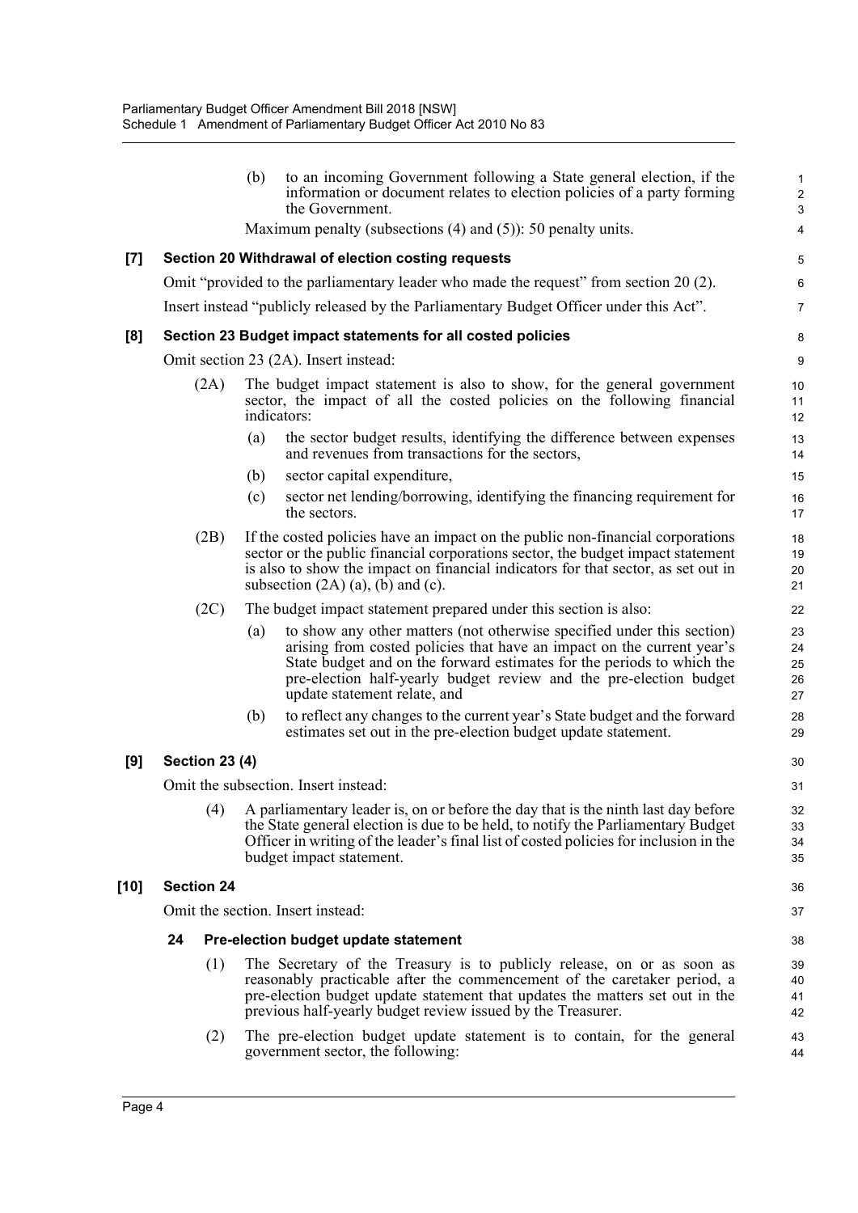(b) to an incoming Government following a State general election, if the information or document relates to election policies of a party forming the Government.

Maximum penalty (subsections (4) and (5)): 50 penalty units.

**[7] Section 20 Withdrawal of election costing requests**

Omit "provided to the parliamentary leader who made the request" from section 20 (2).

Insert instead "publicly released by the Parliamentary Budget Officer under this Act".

**[8] Section 23 Budget impact statements for all costed policies**

Omit section 23 (2A). Insert instead:

(2A) The budget impact statement is also to show, for the general government sector, the impact of all the costed policies on the following financial indicators:

(a) the sector budget results, identifying the difference between expenses and revenues from transactions for the sectors,

(b) sector capital expenditure,

(c) sector net lending/borrowing, identifying the financing requirement for the sectors.

(2B) If the costed policies have an impact on the public non-financial corporations sector or the public financial corporations sector, the budget impact statement is also to show the impact on financial indicators for that sector, as set out in subsection (2A) (a), (b) and (c).

(2C) The budget impact statement prepared under this section is also:

(a) to show any other matters (not otherwise specified under this section) arising from costed policies that have an impact on the current year's State budget and on the forward estimates for the periods to which the pre-election half-yearly budget review and the pre-election budget update statement relate, and

(b) to reflect any changes to the current year's State budget and the forward estimates set out in the pre-election budget update statement.

**[9] Section 23 (4)**

Omit the subsection. Insert instead:

(4) A parliamentary leader is, on or before the day that is the ninth last day before the State general election is due to be held, to notify the Parliamentary Budget Officer in writing of the leader's final list of costed policies for inclusion in the budget impact statement.

**[10] Section 24**

Omit the section. Insert instead:

**24 Pre-election budget update statement**

(1) The Secretary of the Treasury is to publicly release, on or as soon as reasonably practicable after the commencement of the caretaker period, a pre-election budget update statement that updates the matters set out in the previous half-yearly budget review issued by the Treasurer.

(2) The pre-election budget update statement is to contain, for the general government sector, the following: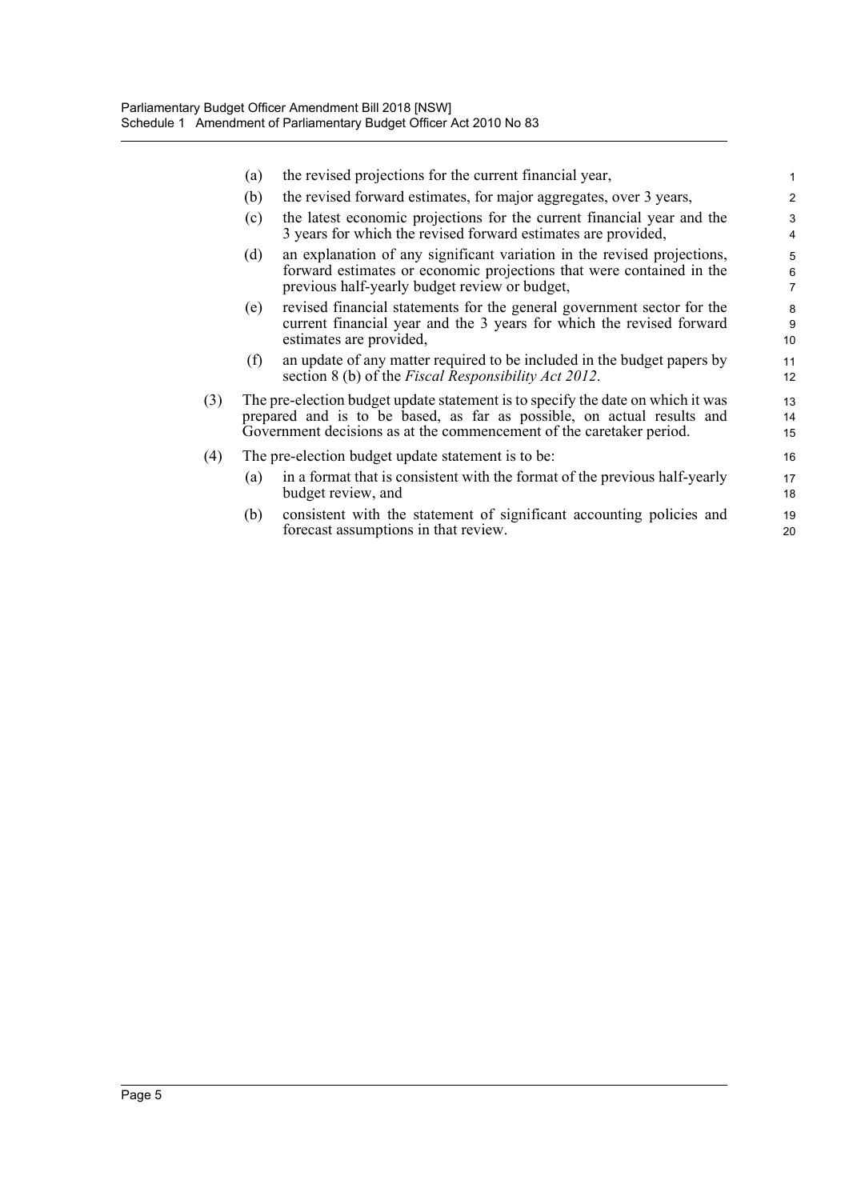(a) the revised projections for the current financial year,

(b) the revised forward estimates, for major aggregates, over 3 years,

(c) the latest economic projections for the current financial year and the 3 years for which the revised forward estimates are provided,

(d) an explanation of any significant variation in the revised projections, forward estimates or economic projections that were contained in the previous half-yearly budget review or budget,

(e) revised financial statements for the general government sector for the current financial year and the 3 years for which the revised forward estimates are provided,

(f) an update of any matter required to be included in the budget papers by section 8 (b) of the *Fiscal Responsibility Act 2012*.

(3) The pre-election budget update statement is to specify the date on which it was prepared and is to be based, as far as possible, on actual results and Government decisions as at the commencement of the caretaker period.

(4) The pre-election budget update statement is to be:

(a) in a format that is consistent with the format of the previous half-yearly budget review, and

(b) consistent with the statement of significant accounting policies and forecast assumptions in that review.